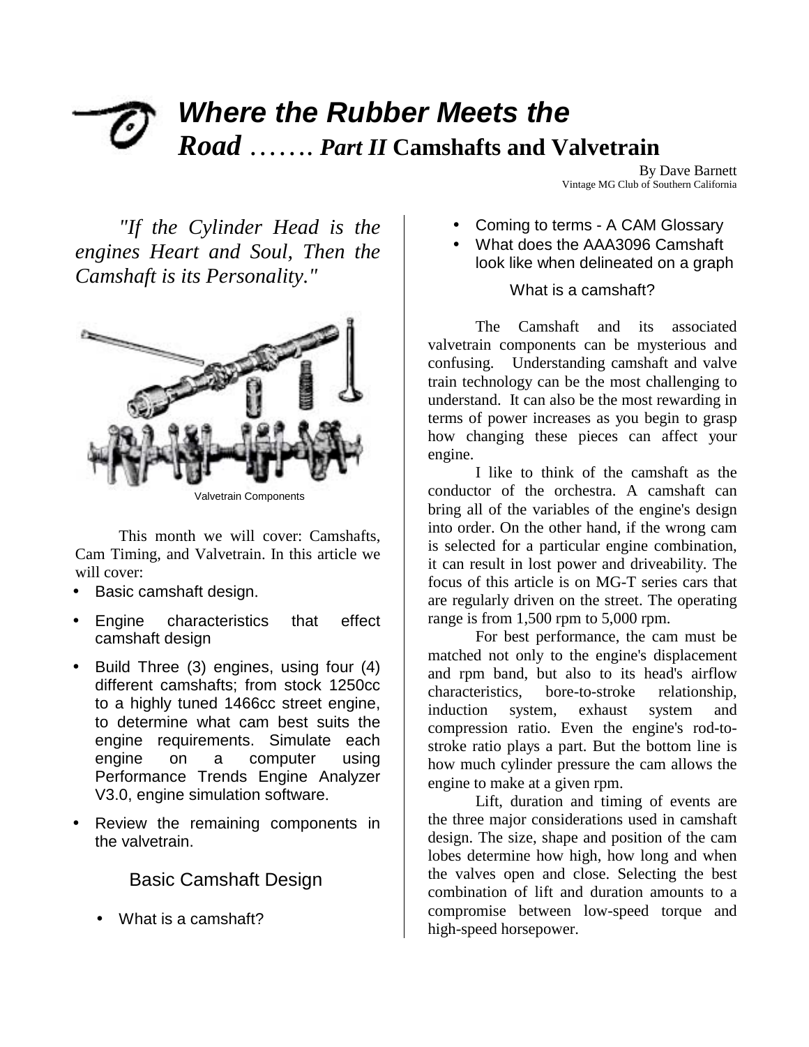# *Where the Rubber Meets the Road ……. Part II* Camshafts and Valvetrain

By Dave Barnett
Vintage MG Club of Southern California

*"If the Cylinder Head is the engines Heart and Soul, Then the Camshaft is its Personality."*

Valvetrain Components

This month we will cover: Camshafts, Cam Timing, and Valvetrain. In this article we will cover:

- Basic camshaft design.
- Engine characteristics that effect camshaft design
- Build Three (3) engines, using four (4) different camshafts; from stock 1250cc to a highly tuned 1466cc street engine, to determine what cam best suits the engine requirements. Simulate each engine on a computer using Performance Trends Engine Analyzer V3.0, engine simulation software.
- Review the remaining components in the valvetrain.

## Basic Camshaft Design

- What is a camshaft?
- Coming to terms - A CAM Glossary
- What does the AAA3096 Camshaft look like when delineated on a graph

### What is a camshaft?

The Camshaft and its associated valvetrain components can be mysterious and confusing. Understanding camshaft and valve train technology can be the most challenging to understand. It can also be the most rewarding in terms of power increases as you begin to grasp how changing these pieces can affect your engine.

I like to think of the camshaft as the conductor of the orchestra. A camshaft can bring all of the variables of the engine's design into order. On the other hand, if the wrong cam is selected for a particular engine combination, it can result in lost power and driveability. The focus of this article is on MG-T series cars that are regularly driven on the street. The operating range is from 1,500 rpm to 5,000 rpm.

For best performance, the cam must be matched not only to the engine's displacement and rpm band, but also to its head's airflow characteristics, bore-to-stroke relationship, induction system, exhaust system and compression ratio. Even the engine's rod-to-stroke ratio plays a part. But the bottom line is how much cylinder pressure the cam allows the engine to make at a given rpm.

Lift, duration and timing of events are the three major considerations used in camshaft design. The size, shape and position of the cam lobes determine how high, how long and when the valves open and close. Selecting the best combination of lift and duration amounts to a compromise between low-speed torque and high-speed horsepower.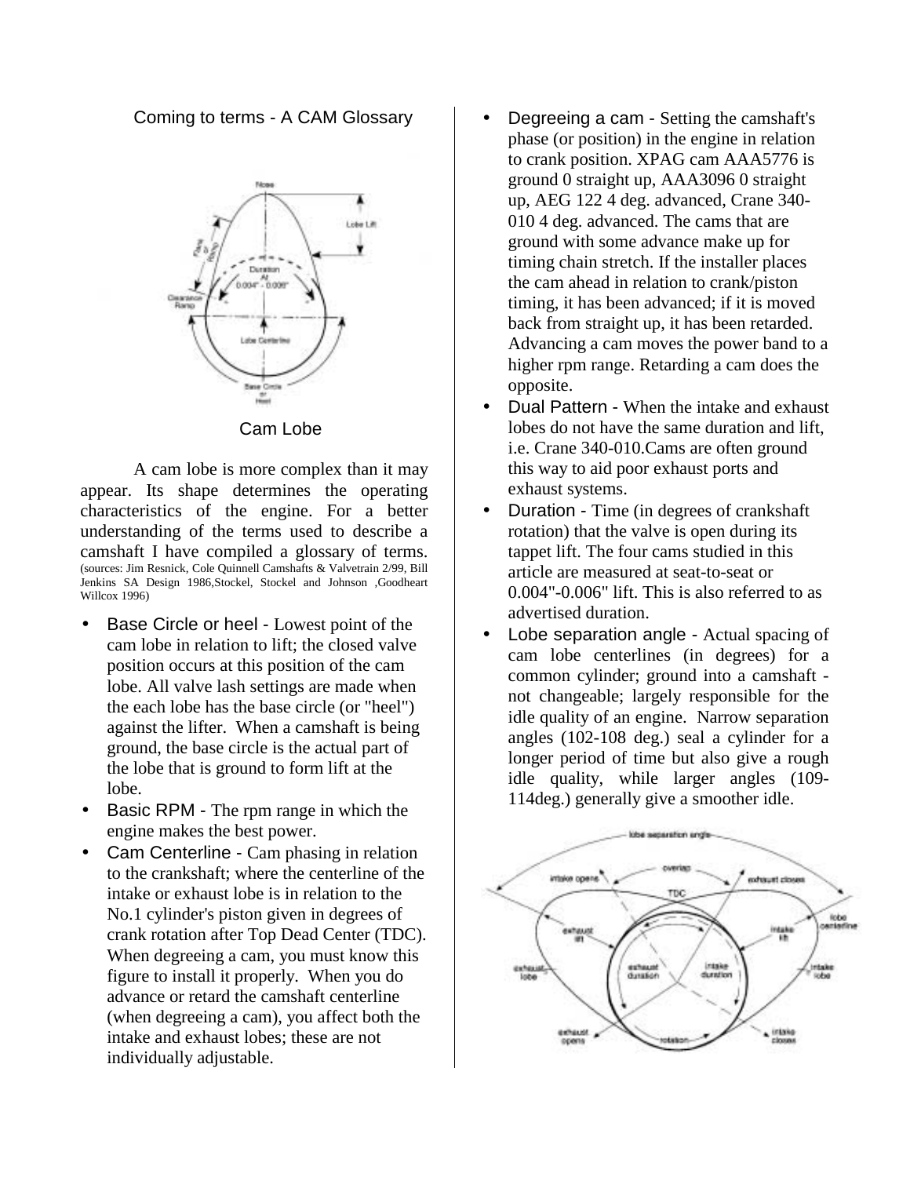## Coming to terms - A CAM Glossary

Cam Lobe

A cam lobe is more complex than it may appear. Its shape determines the operating characteristics of the engine. For a better understanding of the terms used to describe a camshaft I have compiled a glossary of terms. (sources: Jim Resnick, Cole Quinnell Camshafts & Valvetrain 2/99, Bill Jenkins SA Design 1986,Stockel, Stockel and Johnson ,Goodheart Willcox 1996)

- Base Circle or heel - Lowest point of the cam lobe in relation to lift; the closed valve position occurs at this position of the cam lobe. All valve lash settings are made when the each lobe has the base circle (or "heel") against the lifter. When a camshaft is being ground, the base circle is the actual part of the lobe that is ground to form lift at the lobe.
- Basic RPM - The rpm range in which the engine makes the best power.
- Cam Centerline - Cam phasing in relation to the crankshaft; where the centerline of the intake or exhaust lobe is in relation to the No.1 cylinder's piston given in degrees of crank rotation after Top Dead Center (TDC). When degreeing a cam, you must know this figure to install it properly. When you do advance or retard the camshaft centerline (when degreeing a cam), you affect both the intake and exhaust lobes; these are not individually adjustable.
- Degreeing a cam - Setting the camshaft's phase (or position) in the engine in relation to crank position. XPAG cam AAA5776 is ground 0 straight up, AAA3096 0 straight up, AEG 122 4 deg. advanced, Crane 340-010 4 deg. advanced. The cams that are ground with some advance make up for timing chain stretch. If the installer places the cam ahead in relation to crank/piston timing, it has been advanced; if it is moved back from straight up, it has been retarded. Advancing a cam moves the power band to a higher rpm range. Retarding a cam does the opposite.
- Dual Pattern - When the intake and exhaust lobes do not have the same duration and lift, i.e. Crane 340-010.Cams are often ground this way to aid poor exhaust ports and exhaust systems.
- Duration - Time (in degrees of crankshaft rotation) that the valve is open during its tappet lift. The four cams studied in this article are measured at seat-to-seat or 0.004"-0.006" lift. This is also referred to as advertised duration.
- Lobe separation angle - Actual spacing of cam lobe centerlines (in degrees) for a common cylinder; ground into a camshaft - not changeable; largely responsible for the idle quality of an engine. Narrow separation angles (102-108 deg.) seal a cylinder for a longer period of time but also give a rough idle quality, while larger angles (109-114deg.) generally give a smoother idle.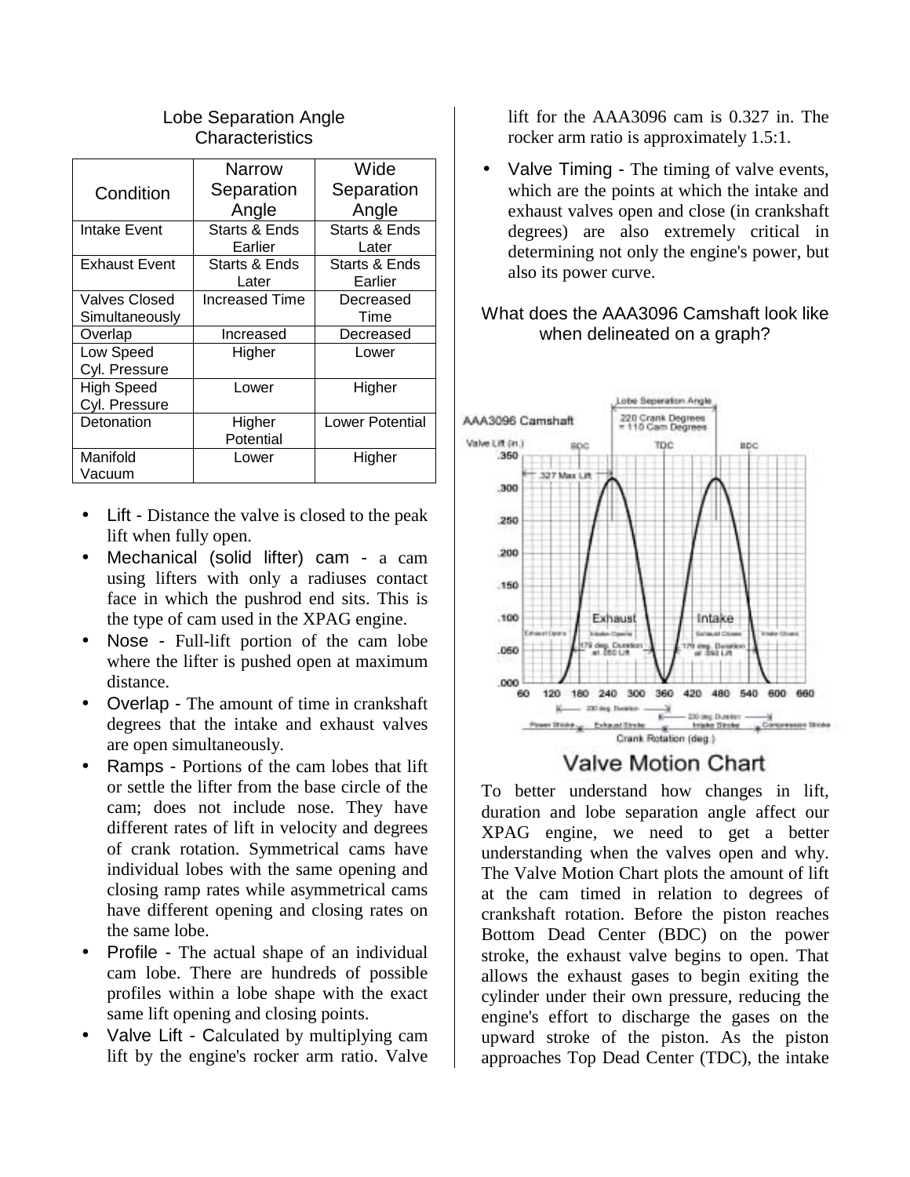Lobe Separation Angle Characteristics

| Condition | Narrow Separation Angle | Wide Separation Angle |
|---|---|---|
| Intake Event | Starts & Ends Earlier | Starts & Ends Later |
| Exhaust Event | Starts & Ends Later | Starts & Ends Earlier |
| Valves Closed Simultaneously | Increased Time | Decreased Time |
| Overlap | Increased | Decreased |
| Low Speed Cyl. Pressure | Higher | Lower |
| High Speed Cyl. Pressure | Lower | Higher |
| Detonation | Higher Potential | Lower Potential |
| Manifold Vacuum | Lower | Higher |

- Lift - Distance the valve is closed to the peak lift when fully open.
- Mechanical (solid lifter) cam - a cam using lifters with only a radiuses contact face in which the pushrod end sits. This is the type of cam used in the XPAG engine.
- Nose - Full-lift portion of the cam lobe where the lifter is pushed open at maximum distance.
- Overlap - The amount of time in crankshaft degrees that the intake and exhaust valves are open simultaneously.
- Ramps - Portions of the cam lobes that lift or settle the lifter from the base circle of the cam; does not include nose. They have different rates of lift in velocity and degrees of crank rotation. Symmetrical cams have individual lobes with the same opening and closing ramp rates while asymmetrical cams have different opening and closing rates on the same lobe.
- Profile - The actual shape of an individual cam lobe. There are hundreds of possible profiles within a lobe shape with the exact same lift opening and closing points.
- Valve Lift - Calculated by multiplying cam lift by the engine's rocker arm ratio. Valve lift for the AAA3096 cam is 0.327 in. The rocker arm ratio is approximately 1.5:1.
- Valve Timing - The timing of valve events, which are the points at which the intake and exhaust valves open and close (in crankshaft degrees) are also extremely critical in determining not only the engine's power, but also its power curve.

What does the AAA3096 Camshaft look like when delineated on a graph?

Valve Motion Chart

To better understand how changes in lift, duration and lobe separation angle affect our XPAG engine, we need to get a better understanding when the valves open and why. The Valve Motion Chart plots the amount of lift at the cam timed in relation to degrees of crankshaft rotation. Before the piston reaches Bottom Dead Center (BDC) on the power stroke, the exhaust valve begins to open. That allows the exhaust gases to begin exiting the cylinder under their own pressure, reducing the engine's effort to discharge the gases on the upward stroke of the piston. As the piston approaches Top Dead Center (TDC), the intake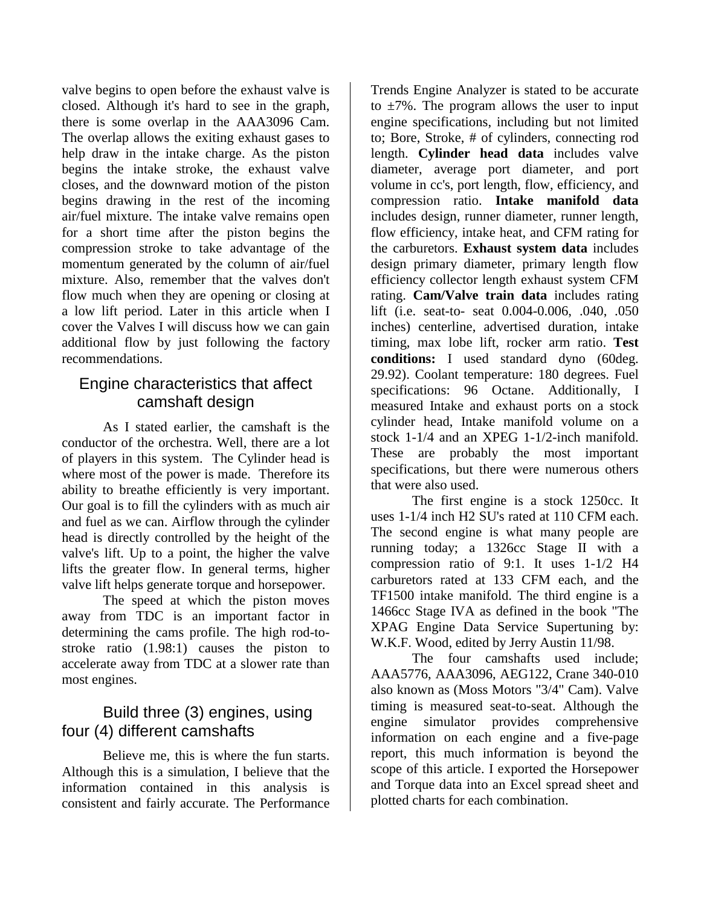valve begins to open before the exhaust valve is closed. Although it's hard to see in the graph, there is some overlap in the AAA3096 Cam. The overlap allows the exiting exhaust gases to help draw in the intake charge. As the piston begins the intake stroke, the exhaust valve closes, and the downward motion of the piston begins drawing in the rest of the incoming air/fuel mixture. The intake valve remains open for a short time after the piston begins the compression stroke to take advantage of the momentum generated by the column of air/fuel mixture. Also, remember that the valves don't flow much when they are opening or closing at a low lift period. Later in this article when I cover the Valves I will discuss how we can gain additional flow by just following the factory recommendations.

## Engine characteristics that affect camshaft design

As I stated earlier, the camshaft is the conductor of the orchestra. Well, there are a lot of players in this system. The Cylinder head is where most of the power is made. Therefore its ability to breathe efficiently is very important. Our goal is to fill the cylinders with as much air and fuel as we can. Airflow through the cylinder head is directly controlled by the height of the valve's lift. Up to a point, the higher the valve lifts the greater flow. In general terms, higher valve lift helps generate torque and horsepower.

The speed at which the piston moves away from TDC is an important factor in determining the cams profile. The high rod-to-stroke ratio (1.98:1) causes the piston to accelerate away from TDC at a slower rate than most engines.

## Build three (3) engines, using four (4) different camshafts

Believe me, this is where the fun starts. Although this is a simulation, I believe that the information contained in this analysis is consistent and fairly accurate. The Performance Trends Engine Analyzer is stated to be accurate to ±7%. The program allows the user to input engine specifications, including but not limited to; Bore, Stroke, # of cylinders, connecting rod length. **Cylinder head data** includes valve diameter, average port diameter, and port volume in cc's, port length, flow, efficiency, and compression ratio. **Intake manifold data** includes design, runner diameter, runner length, flow efficiency, intake heat, and CFM rating for the carburetors. **Exhaust system data** includes design primary diameter, primary length flow efficiency collector length exhaust system CFM rating. **Cam/Valve train data** includes rating lift (i.e. seat-to- seat 0.004-0.006, .040, .050 inches) centerline, advertised duration, intake timing, max lobe lift, rocker arm ratio. **Test conditions:** I used standard dyno (60deg. 29.92). Coolant temperature: 180 degrees. Fuel specifications: 96 Octane. Additionally, I measured Intake and exhaust ports on a stock cylinder head, Intake manifold volume on a stock 1-1/4 and an XPEG 1-1/2-inch manifold. These are probably the most important specifications, but there were numerous others that were also used.

The first engine is a stock 1250cc. It uses 1-1/4 inch H2 SU's rated at 110 CFM each. The second engine is what many people are running today; a 1326cc Stage II with a compression ratio of 9:1. It uses 1-1/2 H4 carburetors rated at 133 CFM each, and the TF1500 intake manifold. The third engine is a 1466cc Stage IVA as defined in the book "The XPAG Engine Data Service Supertuning by: W.K.F. Wood, edited by Jerry Austin 11/98.

The four camshafts used include; AAA5776, AAA3096, AEG122, Crane 340-010 also known as (Moss Motors "3/4" Cam). Valve timing is measured seat-to-seat. Although the engine simulator provides comprehensive information on each engine and a five-page report, this much information is beyond the scope of this article. I exported the Horsepower and Torque data into an Excel spread sheet and plotted charts for each combination.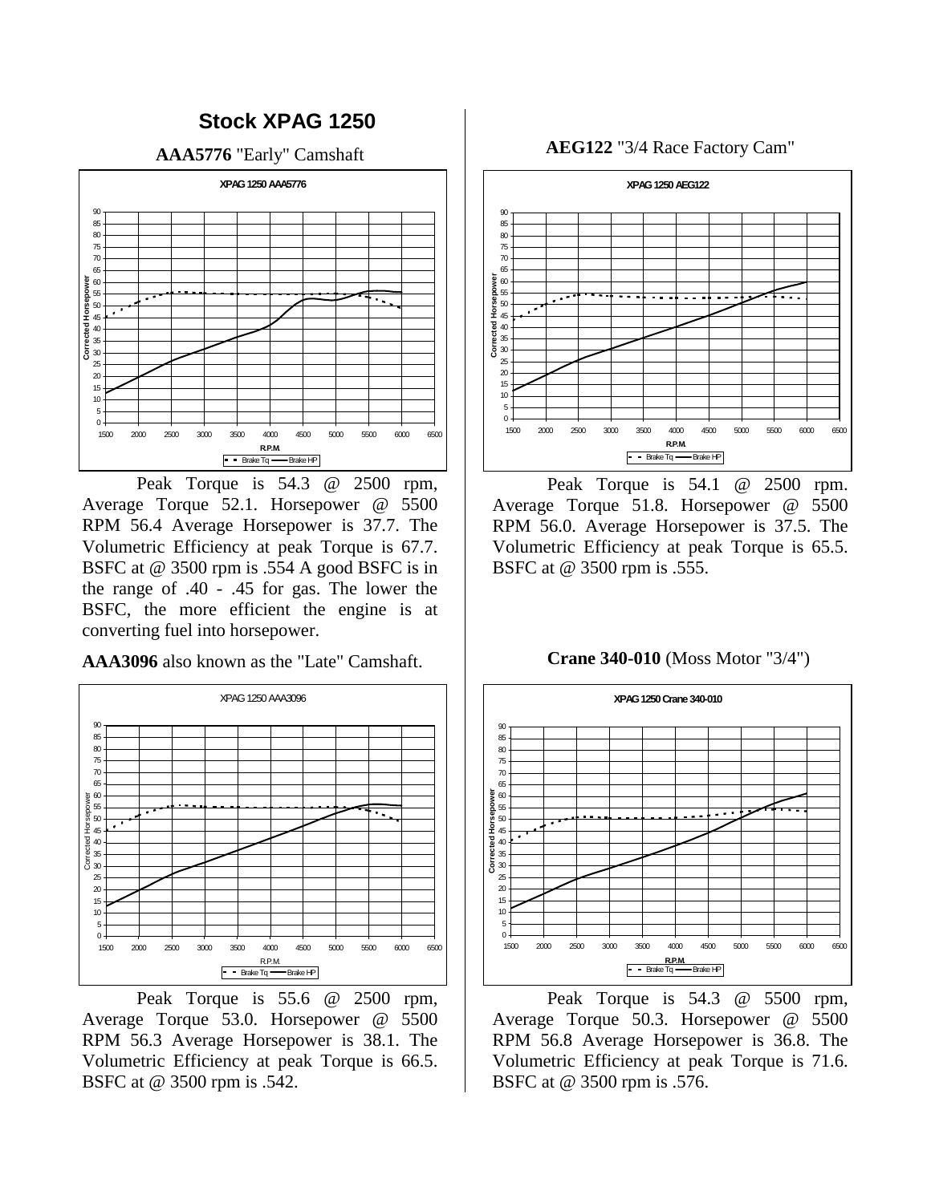# Stock XPAG 1250

**AAA5776** "Early" Camshaft

Peak Torque is 54.3 @ 2500 rpm, Average Torque 52.1. Horsepower @ 5500 RPM 56.4 Average Horsepower is 37.7. The Volumetric Efficiency at peak Torque is 67.7. BSFC at @ 3500 rpm is .554 A good BSFC is in the range of .40 - .45 for gas. The lower the BSFC, the more efficient the engine is at converting fuel into horsepower.

**AAA3096** also known as the "Late" Camshaft.

Peak Torque is 55.6 @ 2500 rpm, Average Torque 53.0. Horsepower @ 5500 RPM 56.3 Average Horsepower is 38.1. The Volumetric Efficiency at peak Torque is 66.5. BSFC at @ 3500 rpm is .542.

**AEG122** "3/4 Race Factory Cam"

Peak Torque is 54.1 @ 2500 rpm. Average Torque 51.8. Horsepower @ 5500 RPM 56.0. Average Horsepower is 37.5. The Volumetric Efficiency at peak Torque is 65.5. BSFC at @ 3500 rpm is .555.

**Crane 340-010** (Moss Motor "3/4")

Peak Torque is 54.3 @ 5500 rpm, Average Torque 50.3. Horsepower @ 5500 RPM 56.8 Average Horsepower is 36.8. The Volumetric Efficiency at peak Torque is 71.6. BSFC at @ 3500 rpm is .576.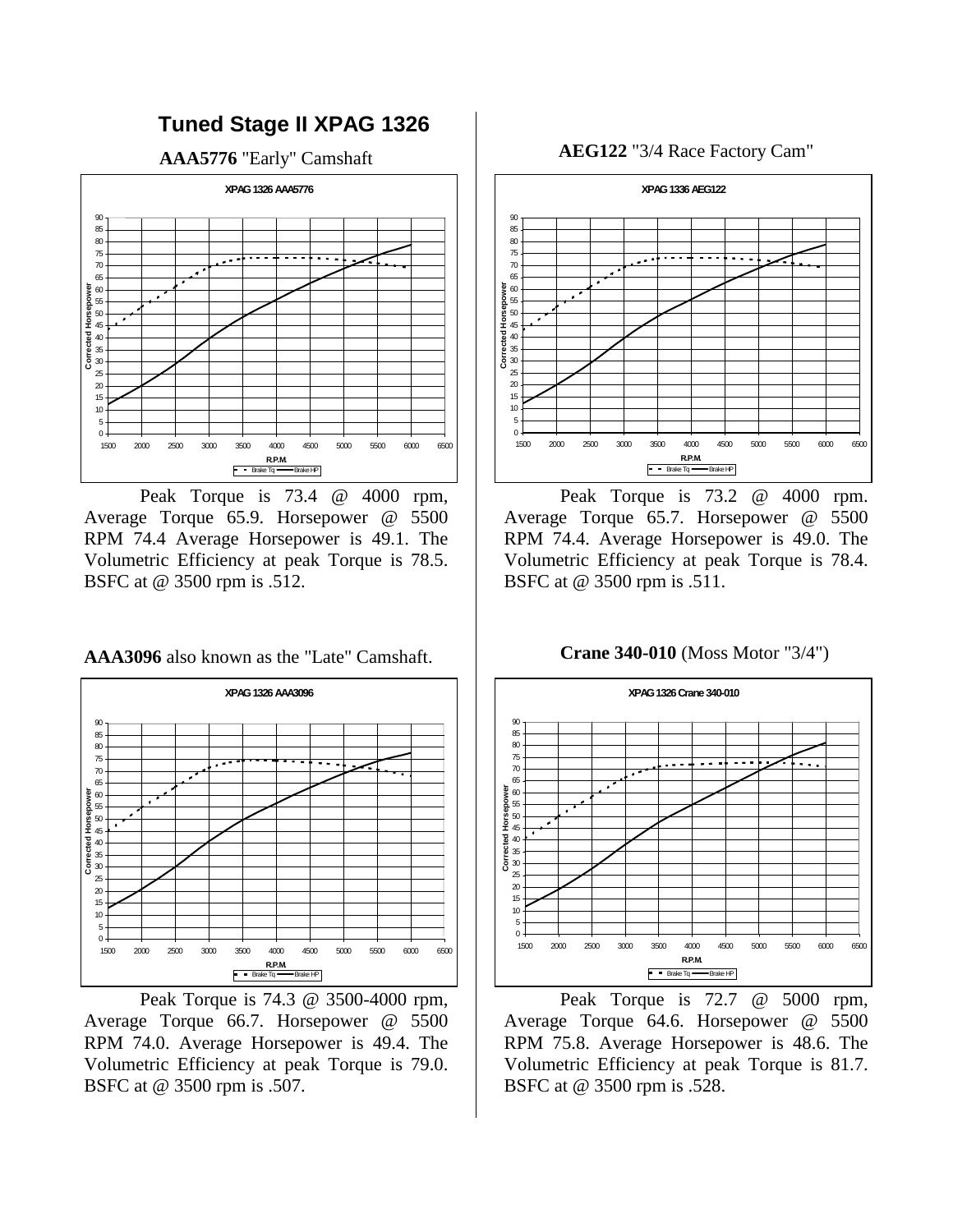# Tuned Stage II XPAG 1326

**AAA5776** "Early" Camshaft

XPAG 1326 AAA5776

Peak Torque is 73.4 @ 4000 rpm, Average Torque 65.9. Horsepower @ 5500 RPM 74.4 Average Horsepower is 49.1. The Volumetric Efficiency at peak Torque is 78.5. BSFC at @ 3500 rpm is .512.

**AAA3096** also known as the "Late" Camshaft.

XPAG 1326 AAA3096

Peak Torque is 74.3 @ 3500-4000 rpm, Average Torque 66.7. Horsepower @ 5500 RPM 74.0. Average Horsepower is 49.4. The Volumetric Efficiency at peak Torque is 79.0. BSFC at @ 3500 rpm is .507.

**AEG122** "3/4 Race Factory Cam"

XPAG 1336 AEG122

Peak Torque is 73.2 @ 4000 rpm. Average Torque 65.7. Horsepower @ 5500 RPM 74.4. Average Horsepower is 49.0. The Volumetric Efficiency at peak Torque is 78.4. BSFC at @ 3500 rpm is .511.

**Crane 340-010** (Moss Motor "3/4")

XPAG 1326 Crane 340-010

Peak Torque is 72.7 @ 5000 rpm, Average Torque 64.6. Horsepower @ 5500 RPM 75.8. Average Horsepower is 48.6. The Volumetric Efficiency at peak Torque is 81.7. BSFC at @ 3500 rpm is .528.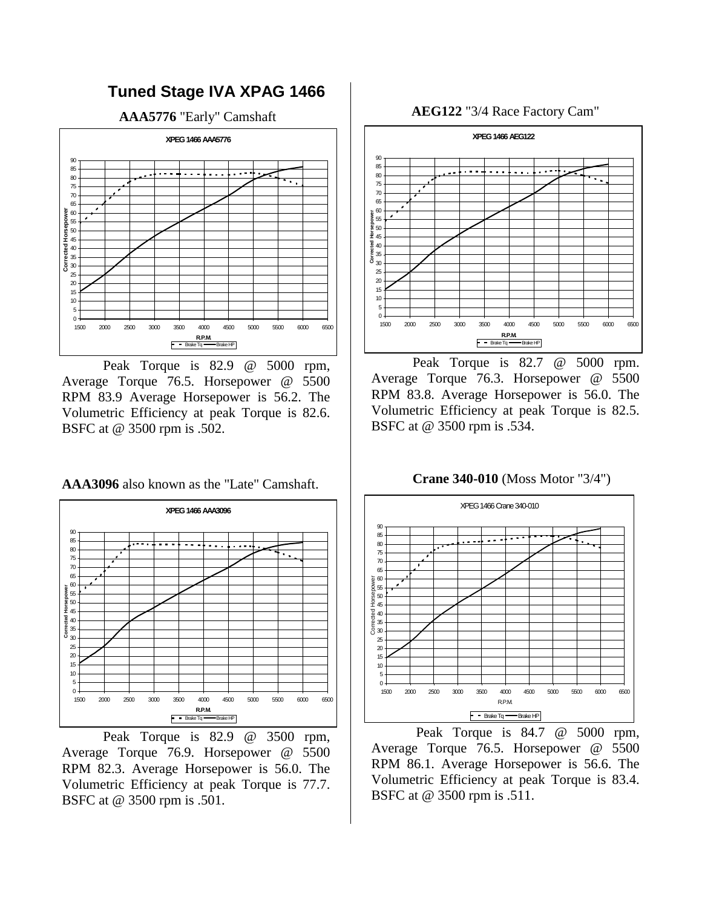# Tuned Stage IVA XPAG 1466

**AAA5776** "Early" Camshaft

Peak Torque is 82.9 @ 5000 rpm, Average Torque 76.5. Horsepower @ 5500 RPM 83.9 Average Horsepower is 56.2. The Volumetric Efficiency at peak Torque is 82.6. BSFC at @ 3500 rpm is .502.

**AAA3096** also known as the "Late" Camshaft.

Peak Torque is 82.9 @ 3500 rpm, Average Torque 76.9. Horsepower @ 5500 RPM 82.3. Average Horsepower is 56.0. The Volumetric Efficiency at peak Torque is 77.7. BSFC at @ 3500 rpm is .501.

**AEG122** "3/4 Race Factory Cam"

Peak Torque is 82.7 @ 5000 rpm. Average Torque 76.3. Horsepower @ 5500 RPM 83.8. Average Horsepower is 56.0. The Volumetric Efficiency at peak Torque is 82.5. BSFC at @ 3500 rpm is .534.

**Crane 340-010** (Moss Motor "3/4")

Peak Torque is 84.7 @ 5000 rpm, Average Torque 76.5. Horsepower @ 5500 RPM 86.1. Average Horsepower is 56.6. The Volumetric Efficiency at peak Torque is 83.4. BSFC at @ 3500 rpm is .511.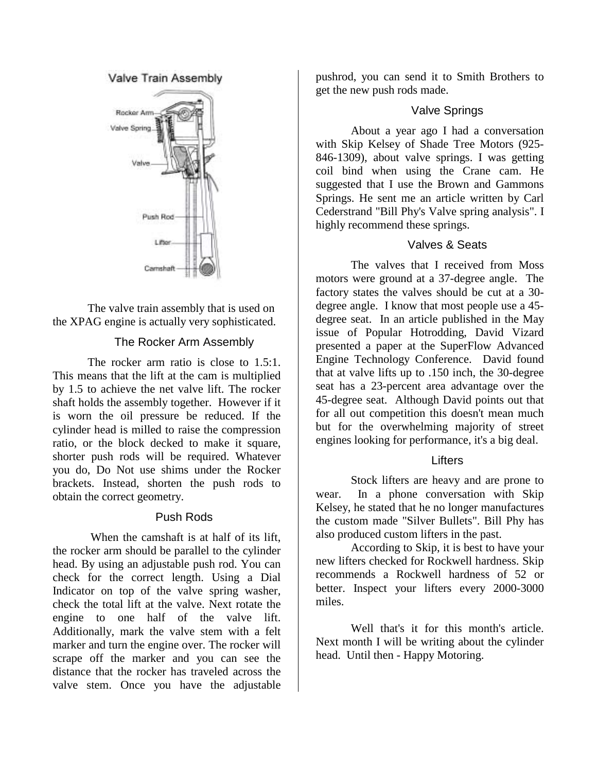Valve Train Assembly

Rocker Arm
Valve Spring
Valve
Push Rod
Lifter
Camshaft

The valve train assembly that is used on the XPAG engine is actually very sophisticated.

### The Rocker Arm Assembly

The rocker arm ratio is close to 1.5:1. This means that the lift at the cam is multiplied by 1.5 to achieve the net valve lift. The rocker shaft holds the assembly together. However if it is worn the oil pressure be reduced. If the cylinder head is milled to raise the compression ratio, or the block decked to make it square, shorter push rods will be required. Whatever you do, Do Not use shims under the Rocker brackets. Instead, shorten the push rods to obtain the correct geometry.

### Push Rods

When the camshaft is at half of its lift, the rocker arm should be parallel to the cylinder head. By using an adjustable push rod. You can check for the correct length. Using a Dial Indicator on top of the valve spring washer, check the total lift at the valve. Next rotate the engine to one half of the valve lift. Additionally, mark the valve stem with a felt marker and turn the engine over. The rocker will scrape off the marker and you can see the distance that the rocker has traveled across the valve stem. Once you have the adjustable pushrod, you can send it to Smith Brothers to get the new push rods made.

### Valve Springs

About a year ago I had a conversation with Skip Kelsey of Shade Tree Motors (925-846-1309), about valve springs. I was getting coil bind when using the Crane cam. He suggested that I use the Brown and Gammons Springs. He sent me an article written by Carl Cederstrand "Bill Phy's Valve spring analysis". I highly recommend these springs.

### Valves & Seats

The valves that I received from Moss motors were ground at a 37-degree angle. The factory states the valves should be cut at a 30-degree angle. I know that most people use a 45-degree seat. In an article published in the May issue of Popular Hotrodding, David Vizard presented a paper at the SuperFlow Advanced Engine Technology Conference. David found that at valve lifts up to .150 inch, the 30-degree seat has a 23-percent area advantage over the 45-degree seat. Although David points out that for all out competition this doesn't mean much but for the overwhelming majority of street engines looking for performance, it's a big deal.

### Lifters

Stock lifters are heavy and are prone to wear. In a phone conversation with Skip Kelsey, he stated that he no longer manufactures the custom made "Silver Bullets". Bill Phy has also produced custom lifters in the past.

According to Skip, it is best to have your new lifters checked for Rockwell hardness. Skip recommends a Rockwell hardness of 52 or better. Inspect your lifters every 2000-3000 miles.

Well that's it for this month's article. Next month I will be writing about the cylinder head. Until then - Happy Motoring.